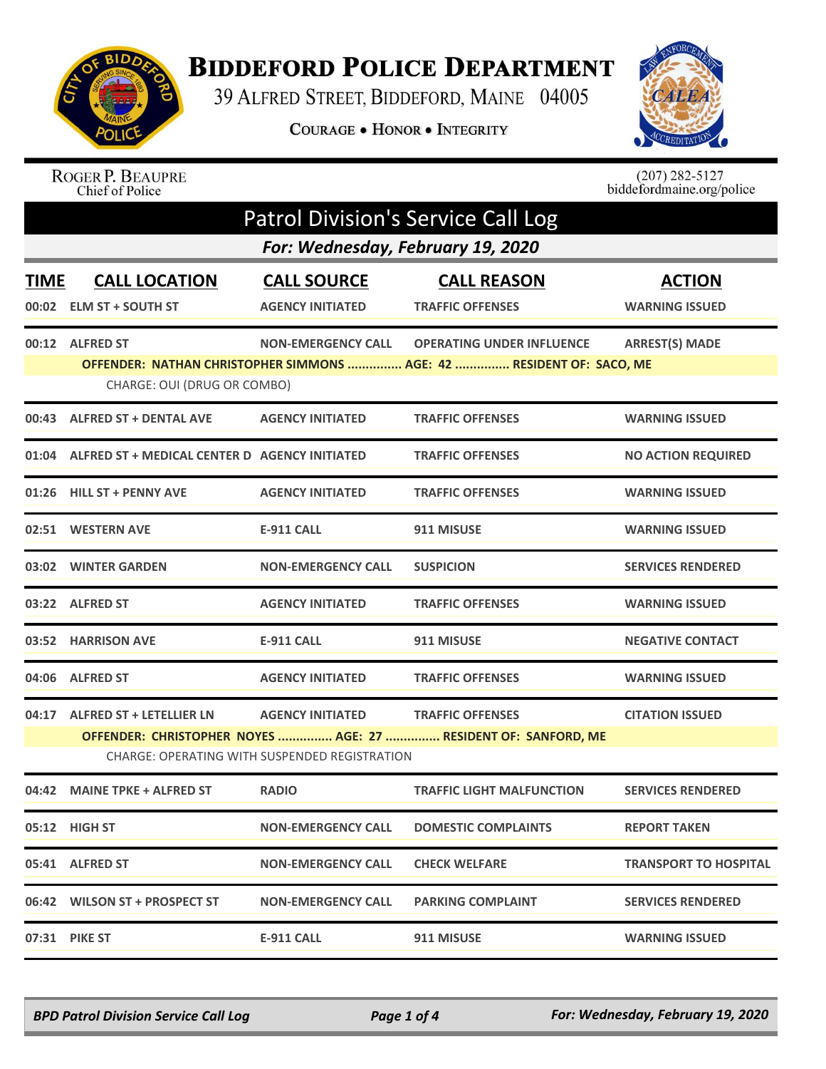# Biddeford Police Department

39 Alfred Street, Biddeford, Maine 04005

**Courage • Honor • Integrity**

Roger P. Beaupre
Chief of Police

(207) 282-5127
biddefordmaine.org/police

## Patrol Division's Service Call Log

### *For: Wednesday, February 19, 2020*

| TIME | CALL LOCATION | CALL SOURCE | CALL REASON | ACTION |
|---|---|---|---|---|
| 00:02 | ELM ST + SOUTH ST | AGENCY INITIATED | TRAFFIC OFFENSES | WARNING ISSUED |
| 00:12 | ALFRED ST | NON-EMERGENCY CALL | OPERATING UNDER INFLUENCE | ARREST(S) MADE |
| | OFFENDER: NATHAN CHRISTOPHER SIMMONS ............... AGE: 42 ............... RESIDENT OF: SACO, ME | | | |
| | CHARGE: OUI (DRUG OR COMBO) | | | |
| 00:43 | ALFRED ST + DENTAL AVE | AGENCY INITIATED | TRAFFIC OFFENSES | WARNING ISSUED |
| 01:04 | ALFRED ST + MEDICAL CENTER D | AGENCY INITIATED | TRAFFIC OFFENSES | NO ACTION REQUIRED |
| 01:26 | HILL ST + PENNY AVE | AGENCY INITIATED | TRAFFIC OFFENSES | WARNING ISSUED |
| 02:51 | WESTERN AVE | E-911 CALL | 911 MISUSE | WARNING ISSUED |
| 03:02 | WINTER GARDEN | NON-EMERGENCY CALL | SUSPICION | SERVICES RENDERED |
| 03:22 | ALFRED ST | AGENCY INITIATED | TRAFFIC OFFENSES | WARNING ISSUED |
| 03:52 | HARRISON AVE | E-911 CALL | 911 MISUSE | NEGATIVE CONTACT |
| 04:06 | ALFRED ST | AGENCY INITIATED | TRAFFIC OFFENSES | WARNING ISSUED |
| 04:17 | ALFRED ST + LETELLIER LN | AGENCY INITIATED | TRAFFIC OFFENSES | CITATION ISSUED |
| | OFFENDER: CHRISTOPHER NOYES ............... AGE: 27 ............... RESIDENT OF: SANFORD, ME | | | |
| | CHARGE: OPERATING WITH SUSPENDED REGISTRATION | | | |
| 04:42 | MAINE TPKE + ALFRED ST | RADIO | TRAFFIC LIGHT MALFUNCTION | SERVICES RENDERED |
| 05:12 | HIGH ST | NON-EMERGENCY CALL | DOMESTIC COMPLAINTS | REPORT TAKEN |
| 05:41 | ALFRED ST | NON-EMERGENCY CALL | CHECK WELFARE | TRANSPORT TO HOSPITAL |
| 06:42 | WILSON ST + PROSPECT ST | NON-EMERGENCY CALL | PARKING COMPLAINT | SERVICES RENDERED |
| 07:31 | PIKE ST | E-911 CALL | 911 MISUSE | WARNING ISSUED |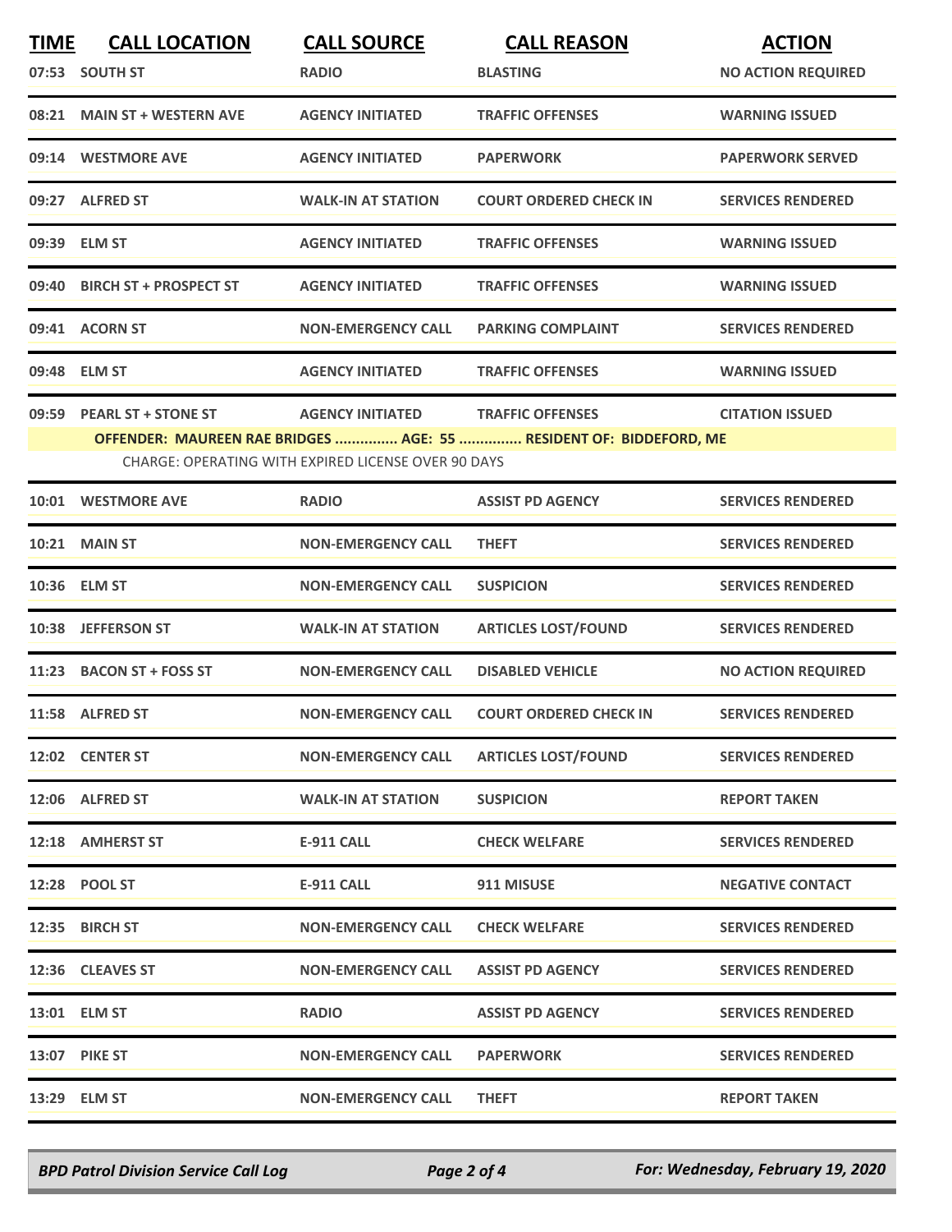| TIME | CALL LOCATION | CALL SOURCE | CALL REASON | ACTION |
|---|---|---|---|---|
| 07:53 | SOUTH ST | RADIO | BLASTING | NO ACTION REQUIRED |
| 08:21 | MAIN ST + WESTERN AVE | AGENCY INITIATED | TRAFFIC OFFENSES | WARNING ISSUED |
| 09:14 | WESTMORE AVE | AGENCY INITIATED | PAPERWORK | PAPERWORK SERVED |
| 09:27 | ALFRED ST | WALK-IN AT STATION | COURT ORDERED CHECK IN | SERVICES RENDERED |
| 09:39 | ELM ST | AGENCY INITIATED | TRAFFIC OFFENSES | WARNING ISSUED |
| 09:40 | BIRCH ST + PROSPECT ST | AGENCY INITIATED | TRAFFIC OFFENSES | WARNING ISSUED |
| 09:41 | ACORN ST | NON-EMERGENCY CALL | PARKING COMPLAINT | SERVICES RENDERED |
| 09:48 | ELM ST | AGENCY INITIATED | TRAFFIC OFFENSES | WARNING ISSUED |
| 09:59 | PEARL ST + STONE ST | AGENCY INITIATED | TRAFFIC OFFENSES | CITATION ISSUED |
| | OFFENDER: MAUREEN RAE BRIDGES ............... AGE: 55 ............... RESIDENT OF: BIDDEFORD, ME | | | |
| | CHARGE: OPERATING WITH EXPIRED LICENSE OVER 90 DAYS | | | |
| 10:01 | WESTMORE AVE | RADIO | ASSIST PD AGENCY | SERVICES RENDERED |
| 10:21 | MAIN ST | NON-EMERGENCY CALL | THEFT | SERVICES RENDERED |
| 10:36 | ELM ST | NON-EMERGENCY CALL | SUSPICION | SERVICES RENDERED |
| 10:38 | JEFFERSON ST | WALK-IN AT STATION | ARTICLES LOST/FOUND | SERVICES RENDERED |
| 11:23 | BACON ST + FOSS ST | NON-EMERGENCY CALL | DISABLED VEHICLE | NO ACTION REQUIRED |
| 11:58 | ALFRED ST | NON-EMERGENCY CALL | COURT ORDERED CHECK IN | SERVICES RENDERED |
| 12:02 | CENTER ST | NON-EMERGENCY CALL | ARTICLES LOST/FOUND | SERVICES RENDERED |
| 12:06 | ALFRED ST | WALK-IN AT STATION | SUSPICION | REPORT TAKEN |
| 12:18 | AMHERST ST | E-911 CALL | CHECK WELFARE | SERVICES RENDERED |
| 12:28 | POOL ST | E-911 CALL | 911 MISUSE | NEGATIVE CONTACT |
| 12:35 | BIRCH ST | NON-EMERGENCY CALL | CHECK WELFARE | SERVICES RENDERED |
| 12:36 | CLEAVES ST | NON-EMERGENCY CALL | ASSIST PD AGENCY | SERVICES RENDERED |
| 13:01 | ELM ST | RADIO | ASSIST PD AGENCY | SERVICES RENDERED |
| 13:07 | PIKE ST | NON-EMERGENCY CALL | PAPERWORK | SERVICES RENDERED |
| 13:29 | ELM ST | NON-EMERGENCY CALL | THEFT | REPORT TAKEN |

*BPD Patrol Division Service Call Log* — *For: Wednesday, February 19, 2020*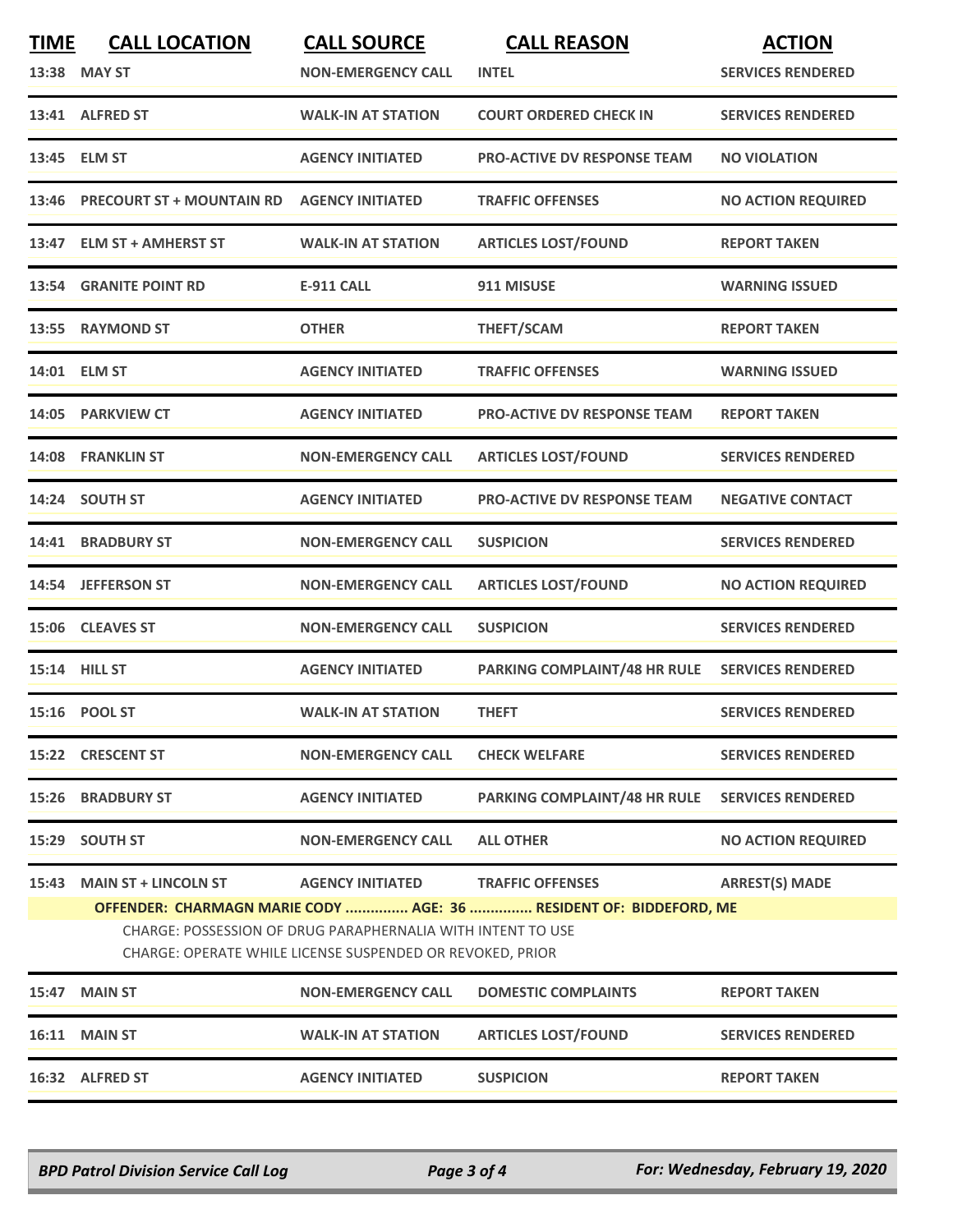| TIME | CALL LOCATION | CALL SOURCE | CALL REASON | ACTION |
|---|---|---|---|---|
| 13:38 | MAY ST | NON-EMERGENCY CALL | INTEL | SERVICES RENDERED |
| 13:41 | ALFRED ST | WALK-IN AT STATION | COURT ORDERED CHECK IN | SERVICES RENDERED |
| 13:45 | ELM ST | AGENCY INITIATED | PRO-ACTIVE DV RESPONSE TEAM | NO VIOLATION |
| 13:46 | PRECOURT ST + MOUNTAIN RD | AGENCY INITIATED | TRAFFIC OFFENSES | NO ACTION REQUIRED |
| 13:47 | ELM ST + AMHERST ST | WALK-IN AT STATION | ARTICLES LOST/FOUND | REPORT TAKEN |
| 13:54 | GRANITE POINT RD | E-911 CALL | 911 MISUSE | WARNING ISSUED |
| 13:55 | RAYMOND ST | OTHER | THEFT/SCAM | REPORT TAKEN |
| 14:01 | ELM ST | AGENCY INITIATED | TRAFFIC OFFENSES | WARNING ISSUED |
| 14:05 | PARKVIEW CT | AGENCY INITIATED | PRO-ACTIVE DV RESPONSE TEAM | REPORT TAKEN |
| 14:08 | FRANKLIN ST | NON-EMERGENCY CALL | ARTICLES LOST/FOUND | SERVICES RENDERED |
| 14:24 | SOUTH ST | AGENCY INITIATED | PRO-ACTIVE DV RESPONSE TEAM | NEGATIVE CONTACT |
| 14:41 | BRADBURY ST | NON-EMERGENCY CALL | SUSPICION | SERVICES RENDERED |
| 14:54 | JEFFERSON ST | NON-EMERGENCY CALL | ARTICLES LOST/FOUND | NO ACTION REQUIRED |
| 15:06 | CLEAVES ST | NON-EMERGENCY CALL | SUSPICION | SERVICES RENDERED |
| 15:14 | HILL ST | AGENCY INITIATED | PARKING COMPLAINT/48 HR RULE | SERVICES RENDERED |
| 15:16 | POOL ST | WALK-IN AT STATION | THEFT | SERVICES RENDERED |
| 15:22 | CRESCENT ST | NON-EMERGENCY CALL | CHECK WELFARE | SERVICES RENDERED |
| 15:26 | BRADBURY ST | AGENCY INITIATED | PARKING COMPLAINT/48 HR RULE | SERVICES RENDERED |
| 15:29 | SOUTH ST | NON-EMERGENCY CALL | ALL OTHER | NO ACTION REQUIRED |
| 15:43 | MAIN ST + LINCOLN ST | AGENCY INITIATED | TRAFFIC OFFENSES | ARREST(S) MADE |

**OFFENDER: CHARMAGN MARIE CODY ............... AGE: 36 ............... RESIDENT OF: BIDDEFORD, ME**

CHARGE: POSSESSION OF DRUG PARAPHERNALIA WITH INTENT TO USE
CHARGE: OPERATE WHILE LICENSE SUSPENDED OR REVOKED, PRIOR

| TIME | CALL LOCATION | CALL SOURCE | CALL REASON | ACTION |
|---|---|---|---|---|
| 15:47 | MAIN ST | NON-EMERGENCY CALL | DOMESTIC COMPLAINTS | REPORT TAKEN |
| 16:11 | MAIN ST | WALK-IN AT STATION | ARTICLES LOST/FOUND | SERVICES RENDERED |
| 16:32 | ALFRED ST | AGENCY INITIATED | SUSPICION | REPORT TAKEN |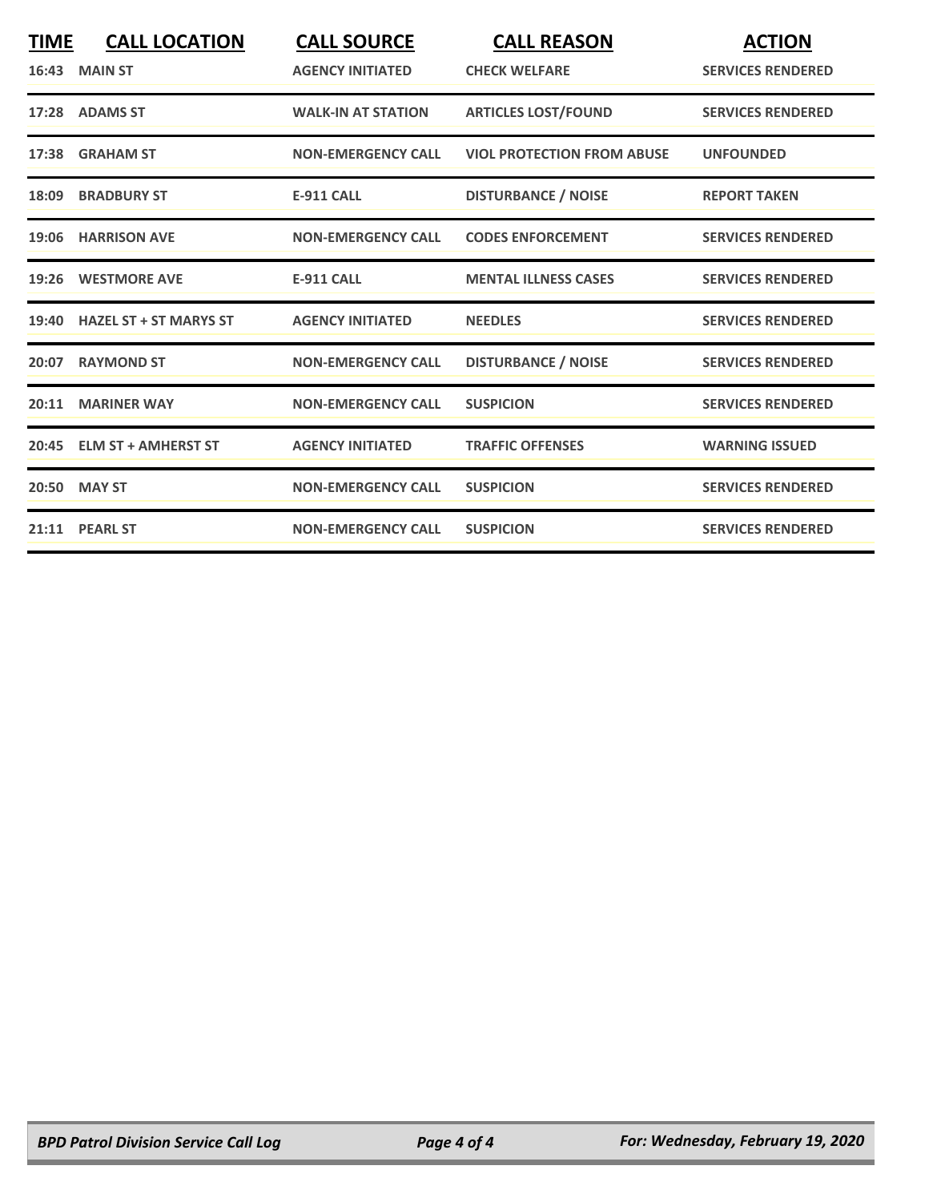| TIME | CALL LOCATION | CALL SOURCE | CALL REASON | ACTION |
|---|---|---|---|---|
| 16:43 | MAIN ST | AGENCY INITIATED | CHECK WELFARE | SERVICES RENDERED |
| 17:28 | ADAMS ST | WALK-IN AT STATION | ARTICLES LOST/FOUND | SERVICES RENDERED |
| 17:38 | GRAHAM ST | NON-EMERGENCY CALL | VIOL PROTECTION FROM ABUSE | UNFOUNDED |
| 18:09 | BRADBURY ST | E-911 CALL | DISTURBANCE / NOISE | REPORT TAKEN |
| 19:06 | HARRISON AVE | NON-EMERGENCY CALL | CODES ENFORCEMENT | SERVICES RENDERED |
| 19:26 | WESTMORE AVE | E-911 CALL | MENTAL ILLNESS CASES | SERVICES RENDERED |
| 19:40 | HAZEL ST + ST MARYS ST | AGENCY INITIATED | NEEDLES | SERVICES RENDERED |
| 20:07 | RAYMOND ST | NON-EMERGENCY CALL | DISTURBANCE / NOISE | SERVICES RENDERED |
| 20:11 | MARINER WAY | NON-EMERGENCY CALL | SUSPICION | SERVICES RENDERED |
| 20:45 | ELM ST + AMHERST ST | AGENCY INITIATED | TRAFFIC OFFENSES | WARNING ISSUED |
| 20:50 | MAY ST | NON-EMERGENCY CALL | SUSPICION | SERVICES RENDERED |
| 21:11 | PEARL ST | NON-EMERGENCY CALL | SUSPICION | SERVICES RENDERED |